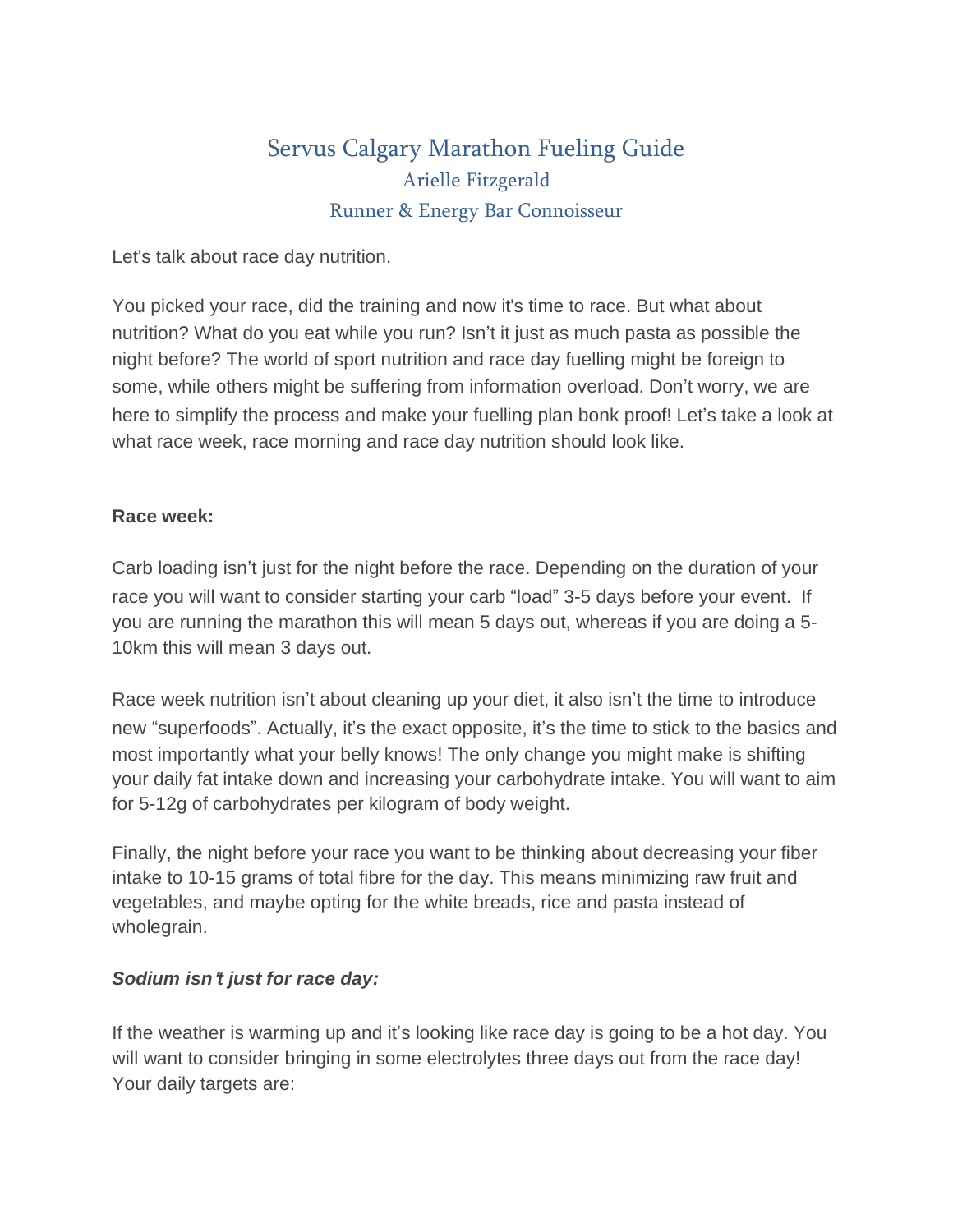# Servus Calgary Marathon Fueling Guide

## Arielle Fitzgerald

### Runner & Energy Bar Connoisseur

Let's talk about race day nutrition.

You picked your race, did the training and now it's time to race. But what about nutrition? What do you eat while you run? Isn't it just as much pasta as possible the night before? The world of sport nutrition and race day fuelling might be foreign to some, while others might be suffering from information overload. Don't worry, we are here to simplify the process and make your fuelling plan bonk proof! Let's take a look at what race week, race morning and race day nutrition should look like.

**Race week:**

Carb loading isn't just for the night before the race. Depending on the duration of your race you will want to consider starting your carb "load" 3-5 days before your event. If you are running the marathon this will mean 5 days out, whereas if you are doing a 5-10km this will mean 3 days out.

Race week nutrition isn't about cleaning up your diet, it also isn't the time to introduce new "superfoods". Actually, it's the exact opposite, it's the time to stick to the basics and most importantly what your belly knows! The only change you might make is shifting your daily fat intake down and increasing your carbohydrate intake. You will want to aim for 5-12g of carbohydrates per kilogram of body weight.

Finally, the night before your race you want to be thinking about decreasing your fiber intake to 10-15 grams of total fibre for the day. This means minimizing raw fruit and vegetables, and maybe opting for the white breads, rice and pasta instead of wholegrain.

***Sodium isn't just for race day:***

If the weather is warming up and it's looking like race day is going to be a hot day. You will want to consider bringing in some electrolytes three days out from the race day! Your daily targets are: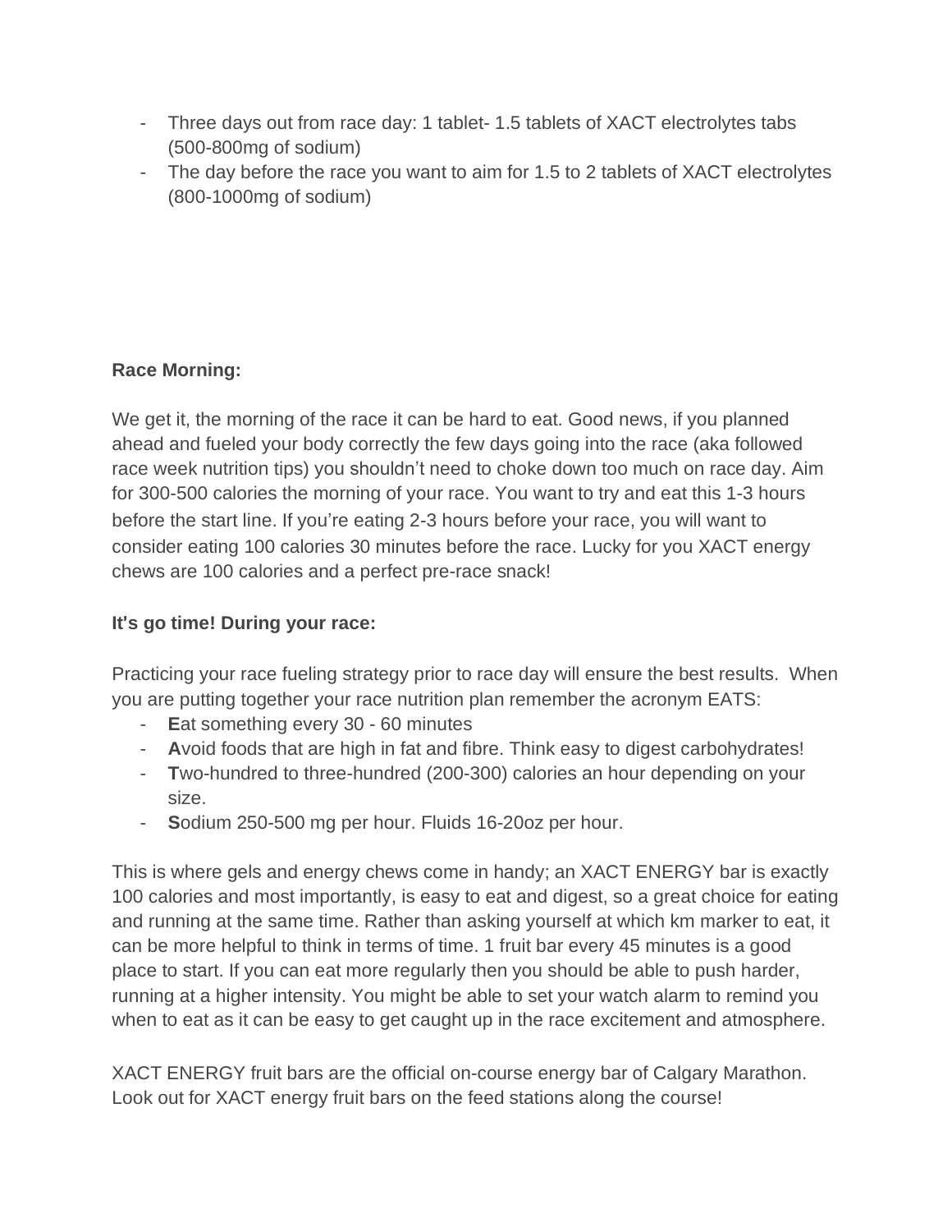- Three days out from race day: 1 tablet- 1.5 tablets of XACT electrolytes tabs (500-800mg of sodium)
- The day before the race you want to aim for 1.5 to 2 tablets of XACT electrolytes (800-1000mg of sodium)

**Race Morning:**

We get it, the morning of the race it can be hard to eat. Good news, if you planned ahead and fueled your body correctly the few days going into the race (aka followed race week nutrition tips) you shouldn't need to choke down too much on race day. Aim for 300-500 calories the morning of your race. You want to try and eat this 1-3 hours before the start line. If you're eating 2-3 hours before your race, you will want to consider eating 100 calories 30 minutes before the race. Lucky for you XACT energy chews are 100 calories and a perfect pre-race snack!

**It's go time! During your race:**

Practicing your race fueling strategy prior to race day will ensure the best results. When you are putting together your race nutrition plan remember the acronym EATS:

- **E**at something every 30 - 60 minutes
- **A**void foods that are high in fat and fibre. Think easy to digest carbohydrates!
- **T**wo-hundred to three-hundred (200-300) calories an hour depending on your size.
- **S**odium 250-500 mg per hour. Fluids 16-20oz per hour.

This is where gels and energy chews come in handy; an XACT ENERGY bar is exactly 100 calories and most importantly, is easy to eat and digest, so a great choice for eating and running at the same time. Rather than asking yourself at which km marker to eat, it can be more helpful to think in terms of time. 1 fruit bar every 45 minutes is a good place to start. If you can eat more regularly then you should be able to push harder, running at a higher intensity. You might be able to set your watch alarm to remind you when to eat as it can be easy to get caught up in the race excitement and atmosphere.

XACT ENERGY fruit bars are the official on-course energy bar of Calgary Marathon. Look out for XACT energy fruit bars on the feed stations along the course!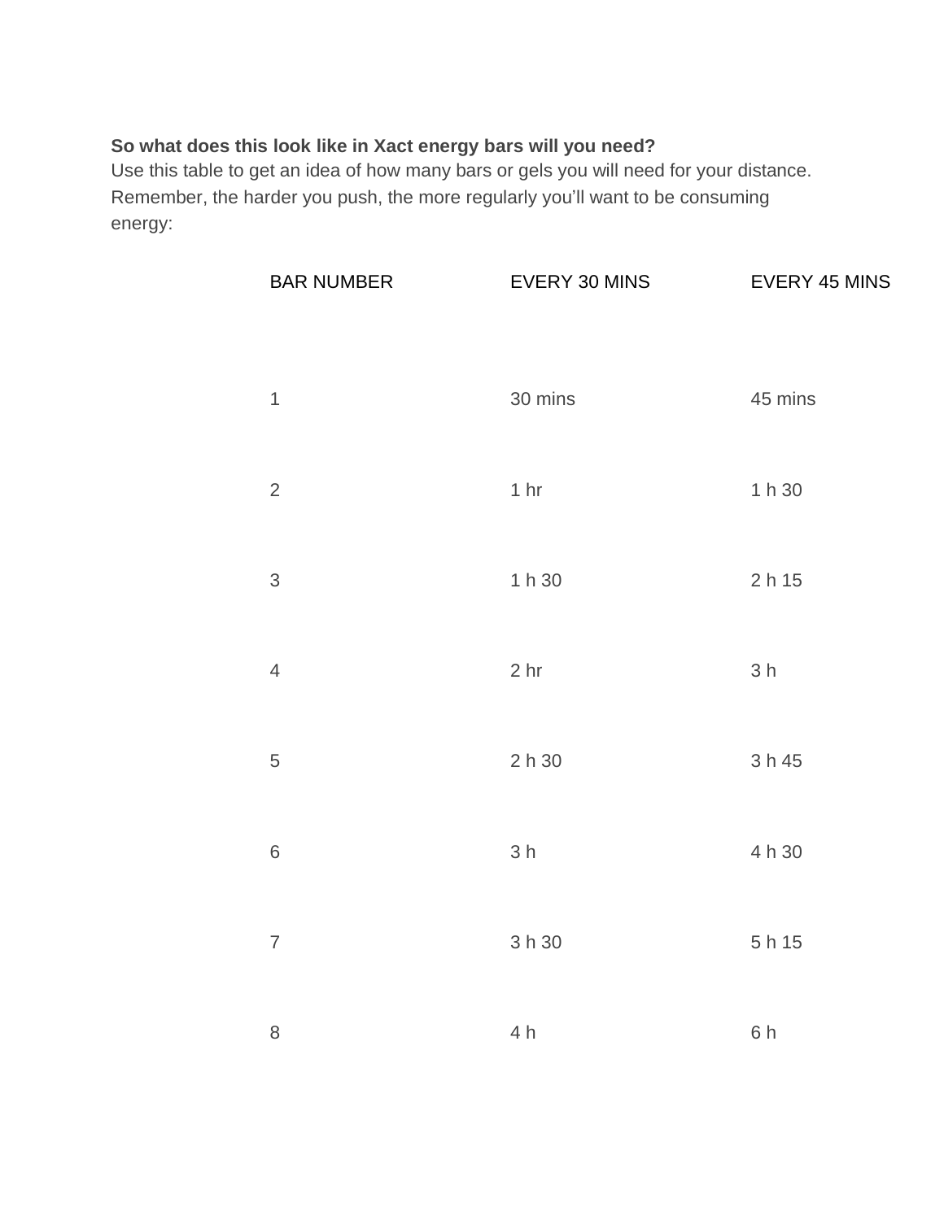**So what does this look like in Xact energy bars will you need?**
Use this table to get an idea of how many bars or gels you will need for your distance. Remember, the harder you push, the more regularly you'll want to be consuming energy:

| BAR NUMBER | EVERY 30 MINS | EVERY 45 MINS |
|---|---|---|
| 1 | 30 mins | 45 mins |
| 2 | 1 hr | 1 h 30 |
| 3 | 1 h 30 | 2 h 15 |
| 4 | 2 hr | 3 h |
| 5 | 2 h 30 | 3 h 45 |
| 6 | 3 h | 4 h 30 |
| 7 | 3 h 30 | 5 h 15 |
| 8 | 4 h | 6 h |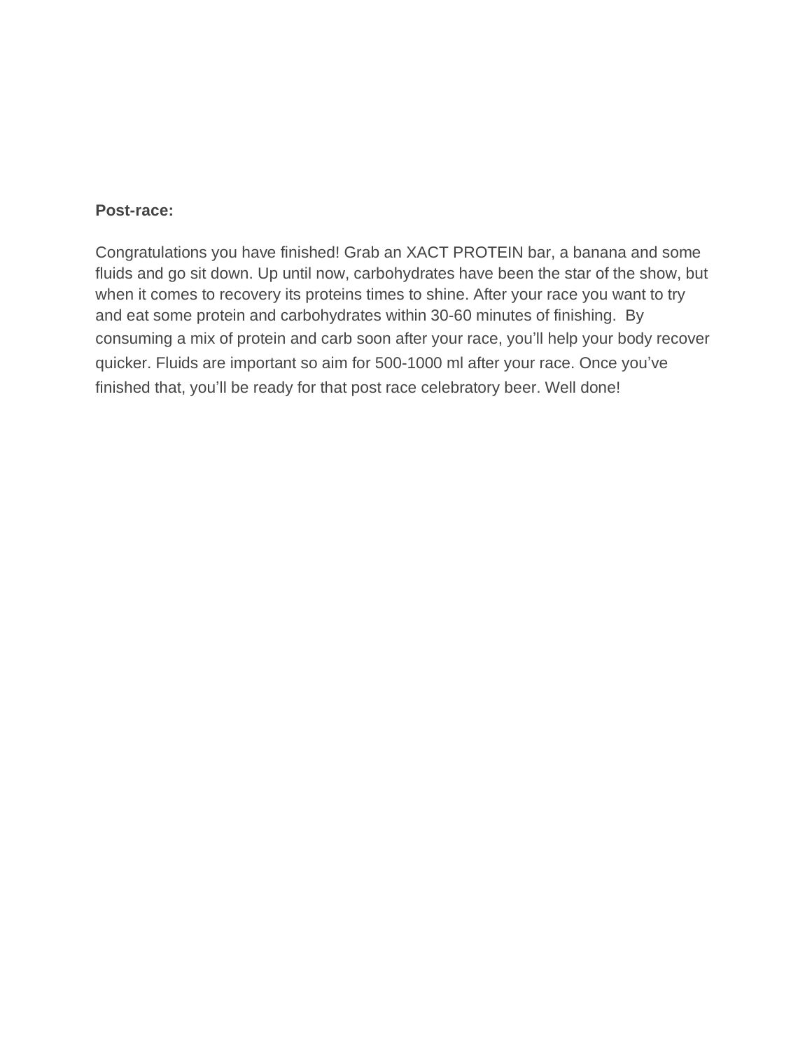**Post-race:**

Congratulations you have finished! Grab an XACT PROTEIN bar, a banana and some fluids and go sit down. Up until now, carbohydrates have been the star of the show, but when it comes to recovery its proteins times to shine. After your race you want to try and eat some protein and carbohydrates within 30-60 minutes of finishing. By consuming a mix of protein and carb soon after your race, you'll help your body recover quicker. Fluids are important so aim for 500-1000 ml after your race. Once you've finished that, you'll be ready for that post race celebratory beer. Well done!